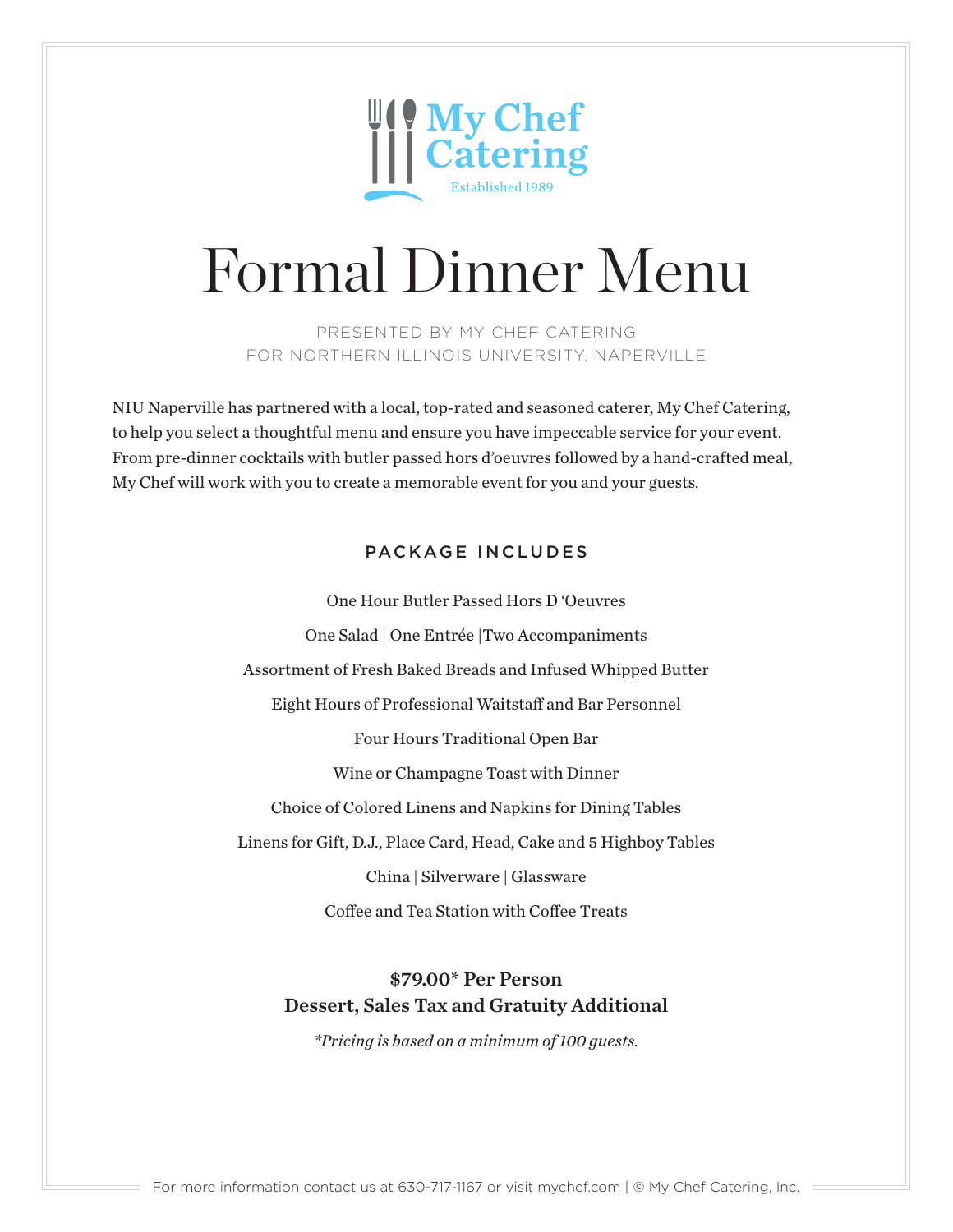My Chef Catering

Established 1989

# Formal Dinner Menu

PRESENTED BY MY CHEF CATERING
FOR NORTHERN ILLINOIS UNIVERSITY, NAPERVILLE

NIU Naperville has partnered with a local, top-rated and seasoned caterer, My Chef Catering, to help you select a thoughtful menu and ensure you have impeccable service for your event. From pre-dinner cocktails with butler passed hors d'oeuvres followed by a hand-crafted meal, My Chef will work with you to create a memorable event for you and your guests.

## PACKAGE INCLUDES

One Hour Butler Passed Hors D 'Oeuvres

One Salad | One Entrée |Two Accompaniments

Assortment of Fresh Baked Breads and Infused Whipped Butter

Eight Hours of Professional Waitstaff and Bar Personnel

Four Hours Traditional Open Bar

Wine or Champagne Toast with Dinner

Choice of Colored Linens and Napkins for Dining Tables

Linens for Gift, D.J., Place Card, Head, Cake and 5 Highboy Tables

China | Silverware | Glassware

Coffee and Tea Station with Coffee Treats

**$79.00* Per Person**
**Dessert, Sales Tax and Gratuity Additional**

*\*Pricing is based on a minimum of 100 guests.*

For more information contact us at 630-717-1167 or visit mychef.com | © My Chef Catering, Inc.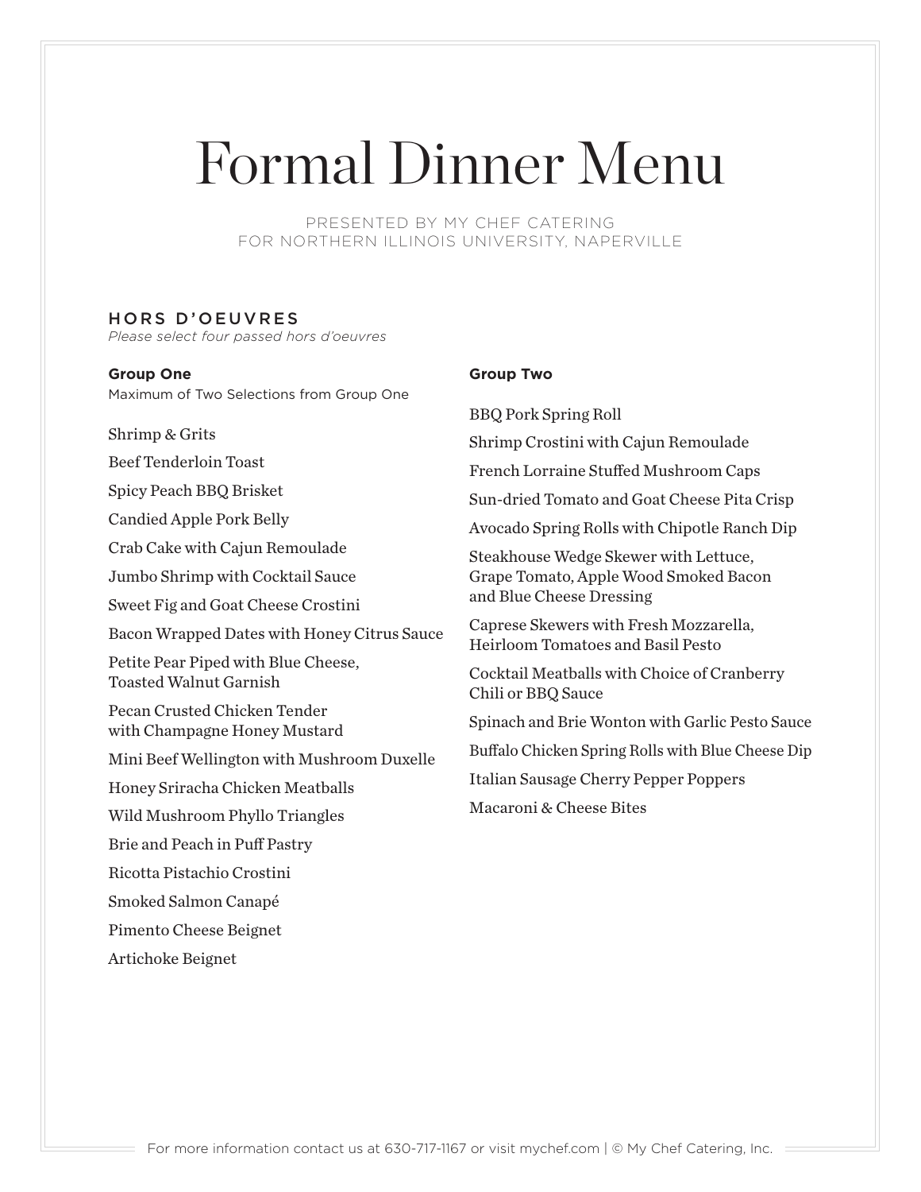# Formal Dinner Menu

PRESENTED BY MY CHEF CATERING
FOR NORTHERN ILLINOIS UNIVERSITY, NAPERVILLE

## HORS D'OEUVRES

*Please select four passed hors d'oeuvres*

### Group One

Maximum of Two Selections from Group One

Shrimp & Grits

Beef Tenderloin Toast

Spicy Peach BBQ Brisket

Candied Apple Pork Belly

Crab Cake with Cajun Remoulade

Jumbo Shrimp with Cocktail Sauce

Sweet Fig and Goat Cheese Crostini

Bacon Wrapped Dates with Honey Citrus Sauce

Petite Pear Piped with Blue Cheese, Toasted Walnut Garnish

Pecan Crusted Chicken Tender with Champagne Honey Mustard

Mini Beef Wellington with Mushroom Duxelle

Honey Sriracha Chicken Meatballs

Wild Mushroom Phyllo Triangles

Brie and Peach in Puff Pastry

Ricotta Pistachio Crostini

Smoked Salmon Canapé

Pimento Cheese Beignet

Artichoke Beignet

### Group Two

BBQ Pork Spring Roll

Shrimp Crostini with Cajun Remoulade

French Lorraine Stuffed Mushroom Caps

Sun-dried Tomato and Goat Cheese Pita Crisp

Avocado Spring Rolls with Chipotle Ranch Dip

Steakhouse Wedge Skewer with Lettuce, Grape Tomato, Apple Wood Smoked Bacon and Blue Cheese Dressing

Caprese Skewers with Fresh Mozzarella, Heirloom Tomatoes and Basil Pesto

Cocktail Meatballs with Choice of Cranberry Chili or BBQ Sauce

Spinach and Brie Wonton with Garlic Pesto Sauce

Buffalo Chicken Spring Rolls with Blue Cheese Dip

Italian Sausage Cherry Pepper Poppers

Macaroni & Cheese Bites

For more information contact us at 630-717-1167 or visit mychef.com | © My Chef Catering, Inc.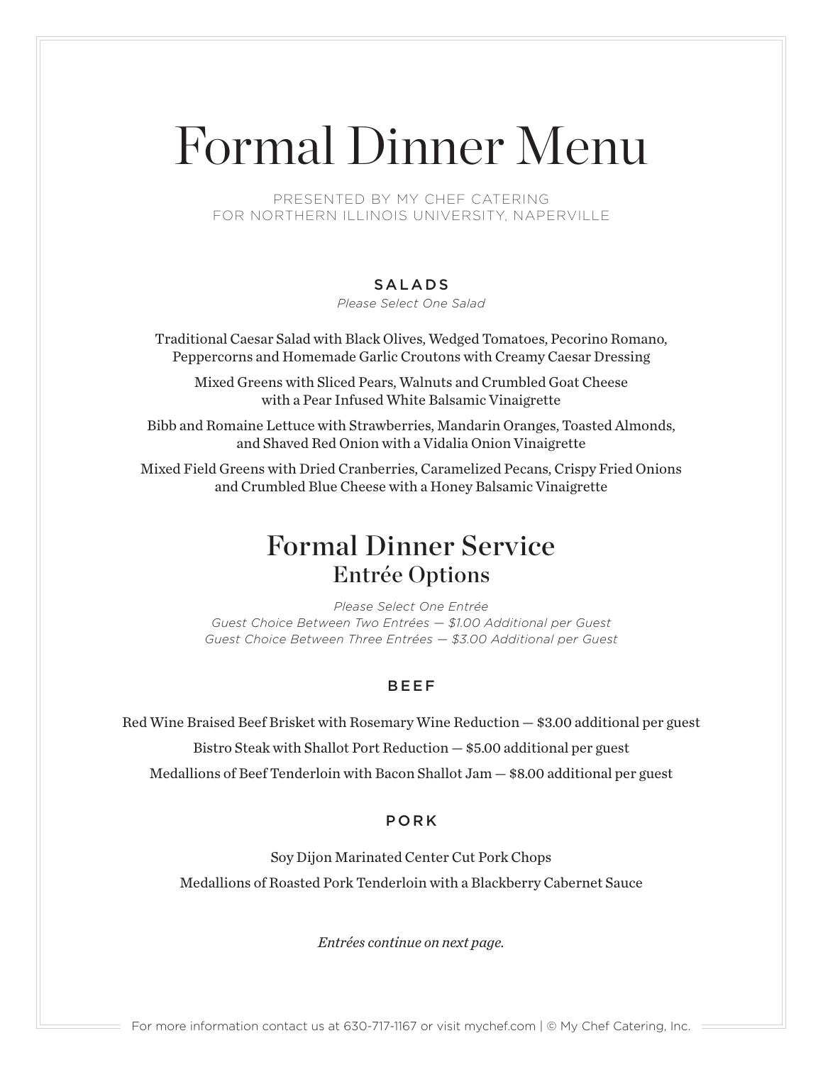# Formal Dinner Menu

PRESENTED BY MY CHEF CATERING
FOR NORTHERN ILLINOIS UNIVERSITY, NAPERVILLE

### SALADS

*Please Select One Salad*

Traditional Caesar Salad with Black Olives, Wedged Tomatoes, Pecorino Romano, Peppercorns and Homemade Garlic Croutons with Creamy Caesar Dressing

Mixed Greens with Sliced Pears, Walnuts and Crumbled Goat Cheese with a Pear Infused White Balsamic Vinaigrette

Bibb and Romaine Lettuce with Strawberries, Mandarin Oranges, Toasted Almonds, and Shaved Red Onion with a Vidalia Onion Vinaigrette

Mixed Field Greens with Dried Cranberries, Caramelized Pecans, Crispy Fried Onions and Crumbled Blue Cheese with a Honey Balsamic Vinaigrette

## Formal Dinner Service
### Entrée Options

*Please Select One Entrée*
*Guest Choice Between Two Entrées — $1.00 Additional per Guest*
*Guest Choice Between Three Entrées — $3.00 Additional per Guest*

### BEEF

Red Wine Braised Beef Brisket with Rosemary Wine Reduction — $3.00 additional per guest

Bistro Steak with Shallot Port Reduction — $5.00 additional per guest

Medallions of Beef Tenderloin with Bacon Shallot Jam — $8.00 additional per guest

### PORK

Soy Dijon Marinated Center Cut Pork Chops

Medallions of Roasted Pork Tenderloin with a Blackberry Cabernet Sauce

*Entrées continue on next page.*

For more information contact us at 630-717-1167 or visit mychef.com | © My Chef Catering, Inc.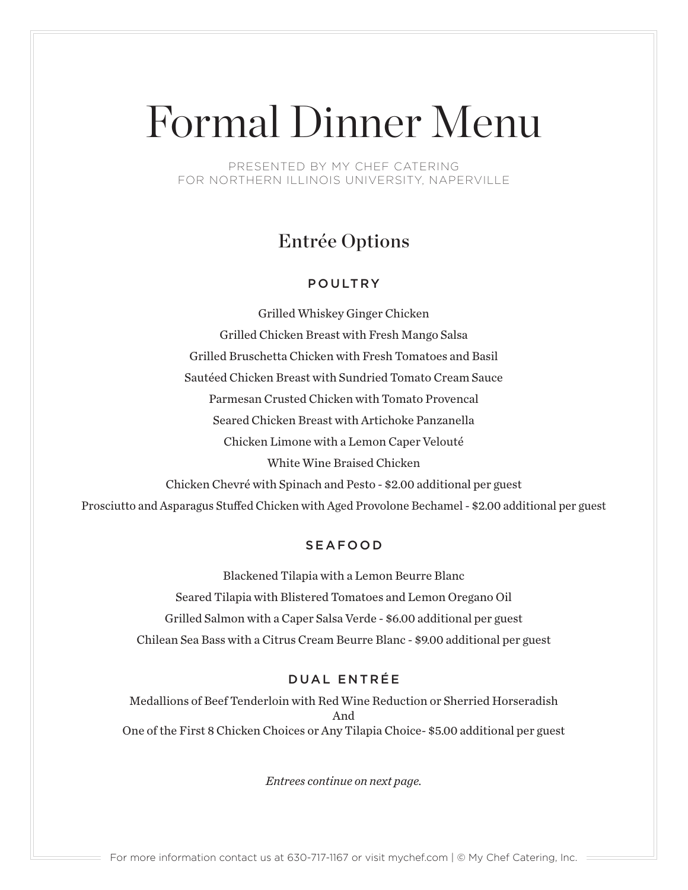# Formal Dinner Menu

PRESENTED BY MY CHEF CATERING
FOR NORTHERN ILLINOIS UNIVERSITY, NAPERVILLE

## Entrée Options

### POULTRY

Grilled Whiskey Ginger Chicken

Grilled Chicken Breast with Fresh Mango Salsa

Grilled Bruschetta Chicken with Fresh Tomatoes and Basil

Sautéed Chicken Breast with Sundried Tomato Cream Sauce

Parmesan Crusted Chicken with Tomato Provencal

Seared Chicken Breast with Artichoke Panzanella

Chicken Limone with a Lemon Caper Velouté

White Wine Braised Chicken

Chicken Chevré with Spinach and Pesto - $2.00 additional per guest

Prosciutto and Asparagus Stuffed Chicken with Aged Provolone Bechamel - $2.00 additional per guest

### SEAFOOD

Blackened Tilapia with a Lemon Beurre Blanc

Seared Tilapia with Blistered Tomatoes and Lemon Oregano Oil

Grilled Salmon with a Caper Salsa Verde - $6.00 additional per guest

Chilean Sea Bass with a Citrus Cream Beurre Blanc - $9.00 additional per guest

### DUAL ENTRÉE

Medallions of Beef Tenderloin with Red Wine Reduction or Sherried Horseradish
And
One of the First 8 Chicken Choices or Any Tilapia Choice- $5.00 additional per guest

*Entrees continue on next page.*

For more information contact us at 630-717-1167 or visit mychef.com | © My Chef Catering, Inc.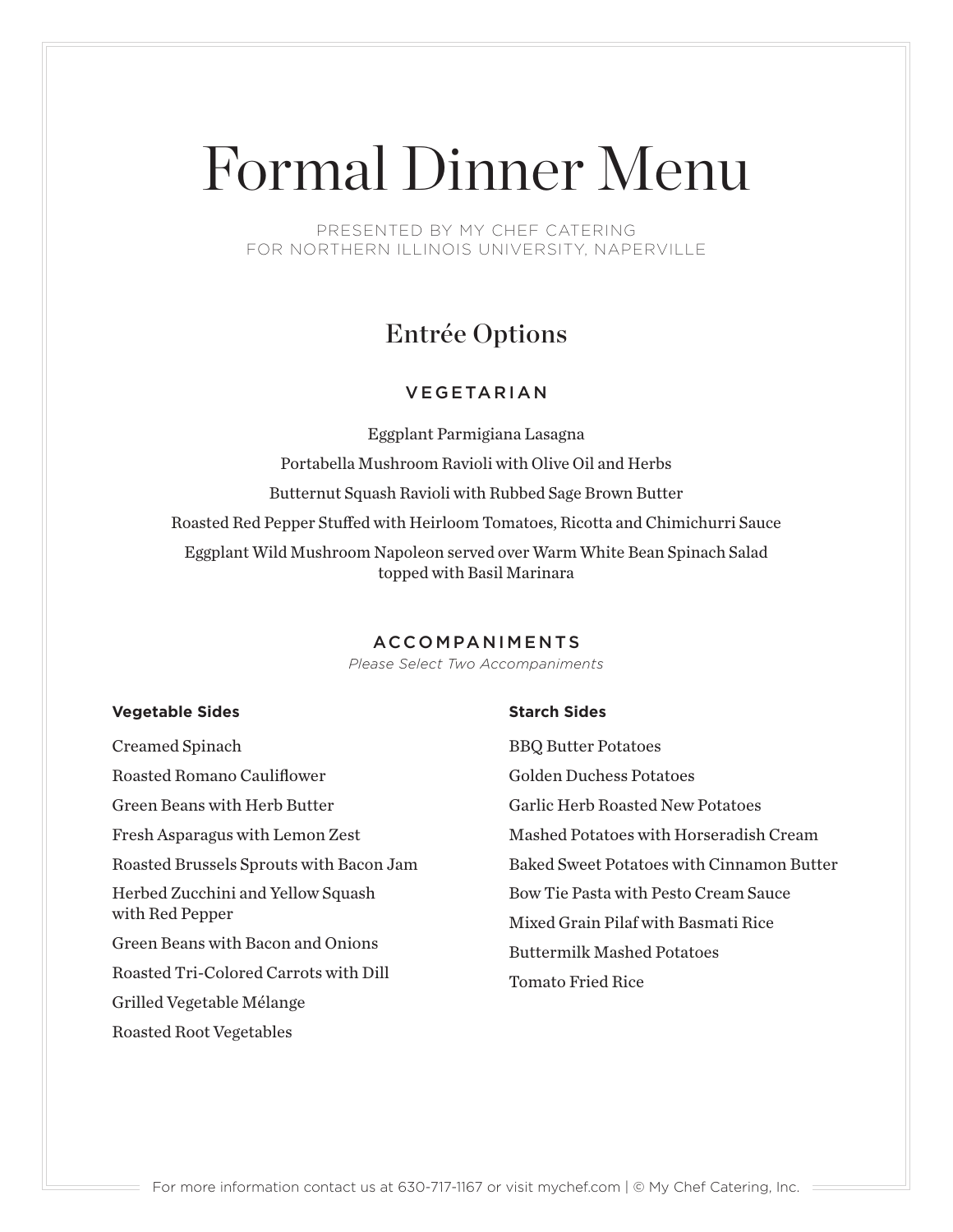# Formal Dinner Menu

PRESENTED BY MY CHEF CATERING
FOR NORTHERN ILLINOIS UNIVERSITY, NAPERVILLE

## Entrée Options

### VEGETARIAN

Eggplant Parmigiana Lasagna

Portabella Mushroom Ravioli with Olive Oil and Herbs

Butternut Squash Ravioli with Rubbed Sage Brown Butter

Roasted Red Pepper Stuffed with Heirloom Tomatoes, Ricotta and Chimichurri Sauce

Eggplant Wild Mushroom Napoleon served over Warm White Bean Spinach Salad topped with Basil Marinara

### ACCOMPANIMENTS

*Please Select Two Accompaniments*

**Vegetable Sides**

- Creamed Spinach
- Roasted Romano Cauliflower
- Green Beans with Herb Butter
- Fresh Asparagus with Lemon Zest
- Roasted Brussels Sprouts with Bacon Jam
- Herbed Zucchini and Yellow Squash with Red Pepper
- Green Beans with Bacon and Onions
- Roasted Tri-Colored Carrots with Dill
- Grilled Vegetable Mélange
- Roasted Root Vegetables

**Starch Sides**

- BBQ Butter Potatoes
- Golden Duchess Potatoes
- Garlic Herb Roasted New Potatoes
- Mashed Potatoes with Horseradish Cream
- Baked Sweet Potatoes with Cinnamon Butter
- Bow Tie Pasta with Pesto Cream Sauce
- Mixed Grain Pilaf with Basmati Rice
- Buttermilk Mashed Potatoes
- Tomato Fried Rice

For more information contact us at 630-717-1167 or visit mychef.com | © My Chef Catering, Inc.